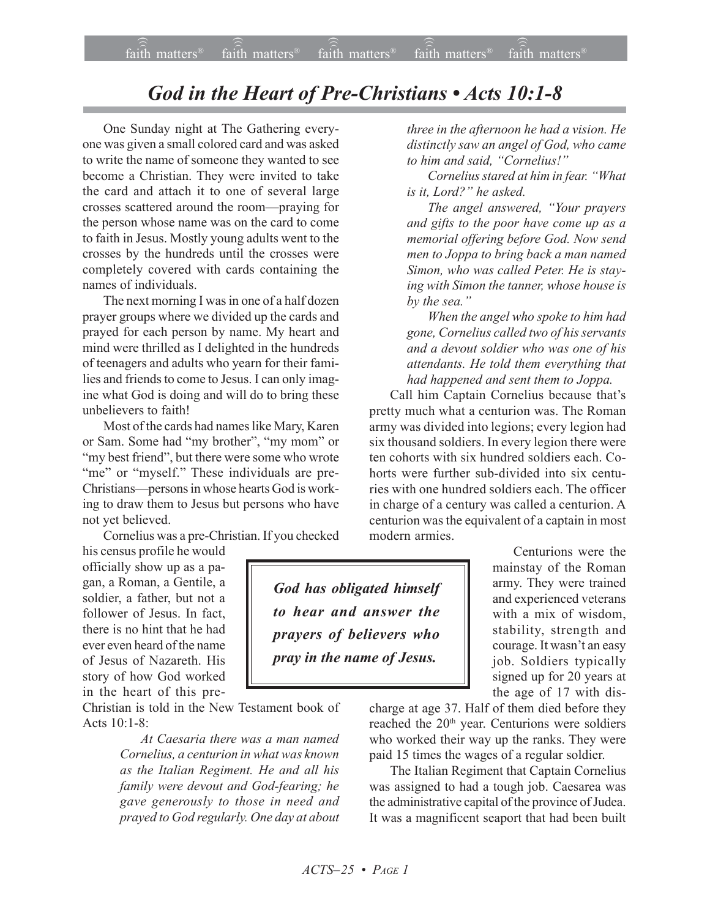# God in the Heart of Pre-Christians • Acts 10:1-8

One Sunday night at The Gathering everyone was given a small colored card and was asked to write the name of someone they wanted to see become a Christian. They were invited to take the card and attach it to one of several large crosses scattered around the room—praying for the person whose name was on the card to come to faith in Jesus. Mostly young adults went to the crosses by the hundreds until the crosses were completely covered with cards containing the names of individuals.

The next morning I was in one of a half dozen prayer groups where we divided up the cards and prayed for each person by name. My heart and mind were thrilled as I delighted in the hundreds of teenagers and adults who yearn for their families and friends to come to Jesus. I can only imagine what God is doing and will do to bring these unbelievers to faith!

Most of the cards had names like Mary, Karen or Sam. Some had "my brother", "my mom" or "my best friend", but there were some who wrote "me" or "myself." These individuals are pre-Christians—persons in whose hearts God is working to draw them to Jesus but persons who have not yet believed.

Cornelius was a pre-Christian. If you checked his census profile he would officially show up as a pagan, a Roman, a Gentile, a soldier, a father, but not a follower of Jesus. In fact, there is no hint that he had ever even heard of the name of Jesus of Nazareth. His story of how God worked in the heart of this pre-Christian is told in the New Testament book of Acts 10:1-8:

> *At Caesaria there was a man named Cornelius, a centurion in what was known as the Italian Regiment. He and all his family were devout and God-fearing; he gave generously to those in need and prayed to God regularly. One day at about three in the afternoon he had a vision. He distinctly saw an angel of God, who came to him and said, "Cornelius!"*
>
> *Cornelius stared at him in fear. "What is it, Lord?" he asked.*
>
> *The angel answered, "Your prayers and gifts to the poor have come up as a memorial offering before God. Now send men to Joppa to bring back a man named Simon, who was called Peter. He is staying with Simon the tanner, whose house is by the sea."*
>
> *When the angel who spoke to him had gone, Cornelius called two of his servants and a devout soldier who was one of his attendants. He told them everything that had happened and sent them to Joppa.*

**_God has obligated himself to hear and answer the prayers of believers who pray in the name of Jesus._**

Call him Captain Cornelius because that's pretty much what a centurion was. The Roman army was divided into legions; every legion had six thousand soldiers. In every legion there were ten cohorts with six hundred soldiers each. Cohorts were further sub-divided into six centuries with one hundred soldiers each. The officer in charge of a century was called a centurion. A centurion was the equivalent of a captain in most modern armies.

Centurions were the mainstay of the Roman army. They were trained and experienced veterans with a mix of wisdom, stability, strength and courage. It wasn't an easy job. Soldiers typically signed up for 20 years at the age of 17 with discharge at age 37. Half of them died before they reached the 20th year. Centurions were soldiers who worked their way up the ranks. They were paid 15 times the wages of a regular soldier.

The Italian Regiment that Captain Cornelius was assigned to had a tough job. Caesarea was the administrative capital of the province of Judea. It was a magnificent seaport that had been built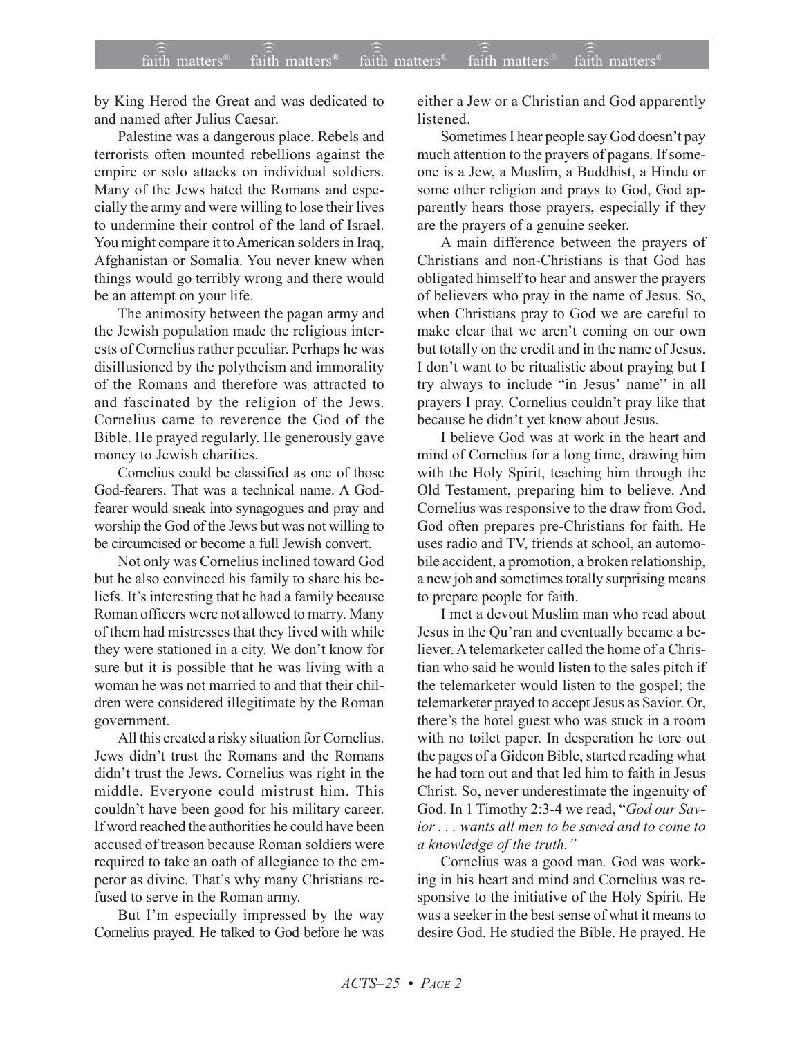by King Herod the Great and was dedicated to and named after Julius Caesar.

Palestine was a dangerous place. Rebels and terrorists often mounted rebellions against the empire or solo attacks on individual soldiers. Many of the Jews hated the Romans and especially the army and were willing to lose their lives to undermine their control of the land of Israel. You might compare it to American solders in Iraq, Afghanistan or Somalia. You never knew when things would go terribly wrong and there would be an attempt on your life.

The animosity between the pagan army and the Jewish population made the religious interests of Cornelius rather peculiar. Perhaps he was disillusioned by the polytheism and immorality of the Romans and therefore was attracted to and fascinated by the religion of the Jews. Cornelius came to reverence the God of the Bible. He prayed regularly. He generously gave money to Jewish charities.

Cornelius could be classified as one of those God-fearers. That was a technical name. A God-fearer would sneak into synagogues and pray and worship the God of the Jews but was not willing to be circumcised or become a full Jewish convert.

Not only was Cornelius inclined toward God but he also convinced his family to share his beliefs. It's interesting that he had a family because Roman officers were not allowed to marry. Many of them had mistresses that they lived with while they were stationed in a city. We don't know for sure but it is possible that he was living with a woman he was not married to and that their children were considered illegitimate by the Roman government.

All this created a risky situation for Cornelius. Jews didn't trust the Romans and the Romans didn't trust the Jews. Cornelius was right in the middle. Everyone could mistrust him. This couldn't have been good for his military career. If word reached the authorities he could have been accused of treason because Roman soldiers were required to take an oath of allegiance to the emperor as divine. That's why many Christians refused to serve in the Roman army.

But I'm especially impressed by the way Cornelius prayed. He talked to God before he was either a Jew or a Christian and God apparently listened.

Sometimes I hear people say God doesn't pay much attention to the prayers of pagans. If someone is a Jew, a Muslim, a Buddhist, a Hindu or some other religion and prays to God, God apparently hears those prayers, especially if they are the prayers of a genuine seeker.

A main difference between the prayers of Christians and non-Christians is that God has obligated himself to hear and answer the prayers of believers who pray in the name of Jesus. So, when Christians pray to God we are careful to make clear that we aren't coming on our own but totally on the credit and in the name of Jesus. I don't want to be ritualistic about praying but I try always to include "in Jesus' name" in all prayers I pray. Cornelius couldn't pray like that because he didn't yet know about Jesus.

I believe God was at work in the heart and mind of Cornelius for a long time, drawing him with the Holy Spirit, teaching him through the Old Testament, preparing him to believe. And Cornelius was responsive to the draw from God. God often prepares pre-Christians for faith. He uses radio and TV, friends at school, an automobile accident, a promotion, a broken relationship, a new job and sometimes totally surprising means to prepare people for faith.

I met a devout Muslim man who read about Jesus in the Qu'ran and eventually became a believer. A telemarketer called the home of a Christian who said he would listen to the sales pitch if the telemarketer would listen to the gospel; the telemarketer prayed to accept Jesus as Savior. Or, there's the hotel guest who was stuck in a room with no toilet paper. In desperation he tore out the pages of a Gideon Bible, started reading what he had torn out and that led him to faith in Jesus Christ. So, never underestimate the ingenuity of God. In 1 Timothy 2:3-4 we read, "*God our Savior . . . wants all men to be saved and to come to a knowledge of the truth.*"

Cornelius was a good man*.* God was working in his heart and mind and Cornelius was responsive to the initiative of the Holy Spirit. He was a seeker in the best sense of what it means to desire God. He studied the Bible. He prayed. He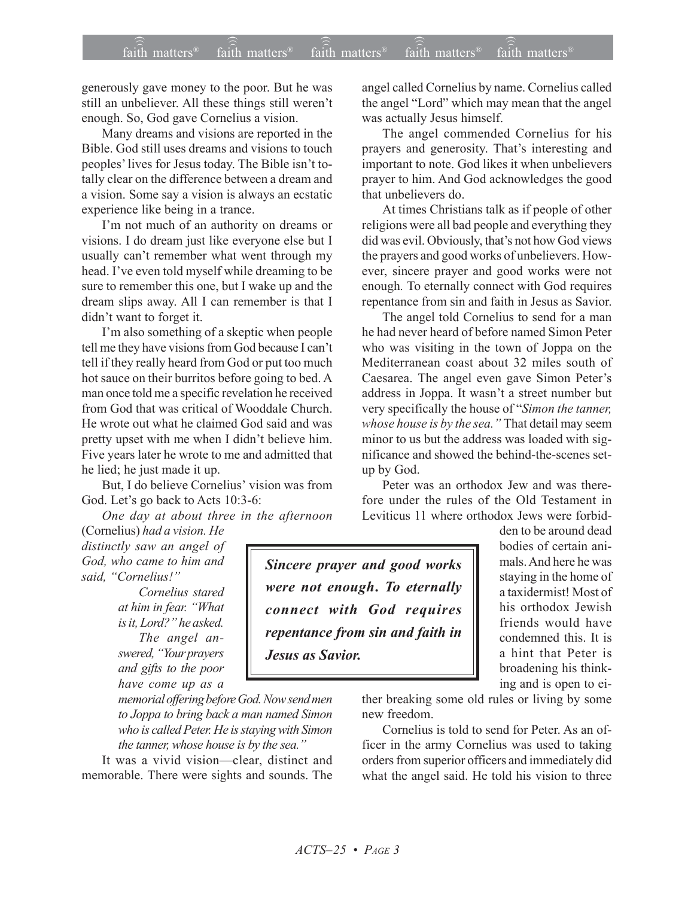generously gave money to the poor. But he was still an unbeliever. All these things still weren't enough. So, God gave Cornelius a vision.

Many dreams and visions are reported in the Bible. God still uses dreams and visions to touch peoples' lives for Jesus today. The Bible isn't totally clear on the difference between a dream and a vision. Some say a vision is always an ecstatic experience like being in a trance.

I'm not much of an authority on dreams or visions. I do dream just like everyone else but I usually can't remember what went through my head. I've even told myself while dreaming to be sure to remember this one, but I wake up and the dream slips away. All I can remember is that I didn't want to forget it.

I'm also something of a skeptic when people tell me they have visions from God because I can't tell if they really heard from God or put too much hot sauce on their burritos before going to bed. A man once told me a specific revelation he received from God that was critical of Wooddale Church. He wrote out what he claimed God said and was pretty upset with me when I didn't believe him. Five years later he wrote to me and admitted that he lied; he just made it up.

But, I do believe Cornelius' vision was from God. Let's go back to Acts 10:3-6:

> *One day at about three in the afternoon* (Cornelius) *had a vision. He distinctly saw an angel of God, who came to him and said, "Cornelius!"*
>
> *Cornelius stared at him in fear. "What is it, Lord?" he asked.*
>
> *The angel answered, "Your prayers and gifts to the poor have come up as a memorial offering before God. Now send men to Joppa to bring back a man named Simon who is called Peter. He is staying with Simon the tanner, whose house is by the sea."*

It was a vivid vision—clear, distinct and memorable. There were sights and sounds. The angel called Cornelius by name. Cornelius called the angel "Lord" which may mean that the angel was actually Jesus himself.

The angel commended Cornelius for his prayers and generosity. That's interesting and important to note. God likes it when unbelievers prayer to him. And God acknowledges the good that unbelievers do.

At times Christians talk as if people of other religions were all bad people and everything they did was evil. Obviously, that's not how God views the prayers and good works of unbelievers. However, sincere prayer and good works were not enough. To eternally connect with God requires repentance from sin and faith in Jesus as Savior.

> ***Sincere prayer and good works were not enough. To eternally connect with God requires repentance from sin and faith in Jesus as Savior.***

The angel told Cornelius to send for a man he had never heard of before named Simon Peter who was visiting in the town of Joppa on the Mediterranean coast about 32 miles south of Caesarea. The angel even gave Simon Peter's address in Joppa. It wasn't a street number but very specifically the house of "*Simon the tanner, whose house is by the sea."* That detail may seem minor to us but the address was loaded with significance and showed the behind-the-scenes setup by God.

Peter was an orthodox Jew and was therefore under the rules of the Old Testament in Leviticus 11 where orthodox Jews were forbidden to be around dead bodies of certain animals. And here he was staying in the home of a taxidermist! Most of his orthodox Jewish friends would have condemned this. It is a hint that Peter is broadening his thinking and is open to either breaking some old rules or living by some new freedom.

Cornelius is told to send for Peter. As an officer in the army Cornelius was used to taking orders from superior officers and immediately did what the angel said. He told his vision to three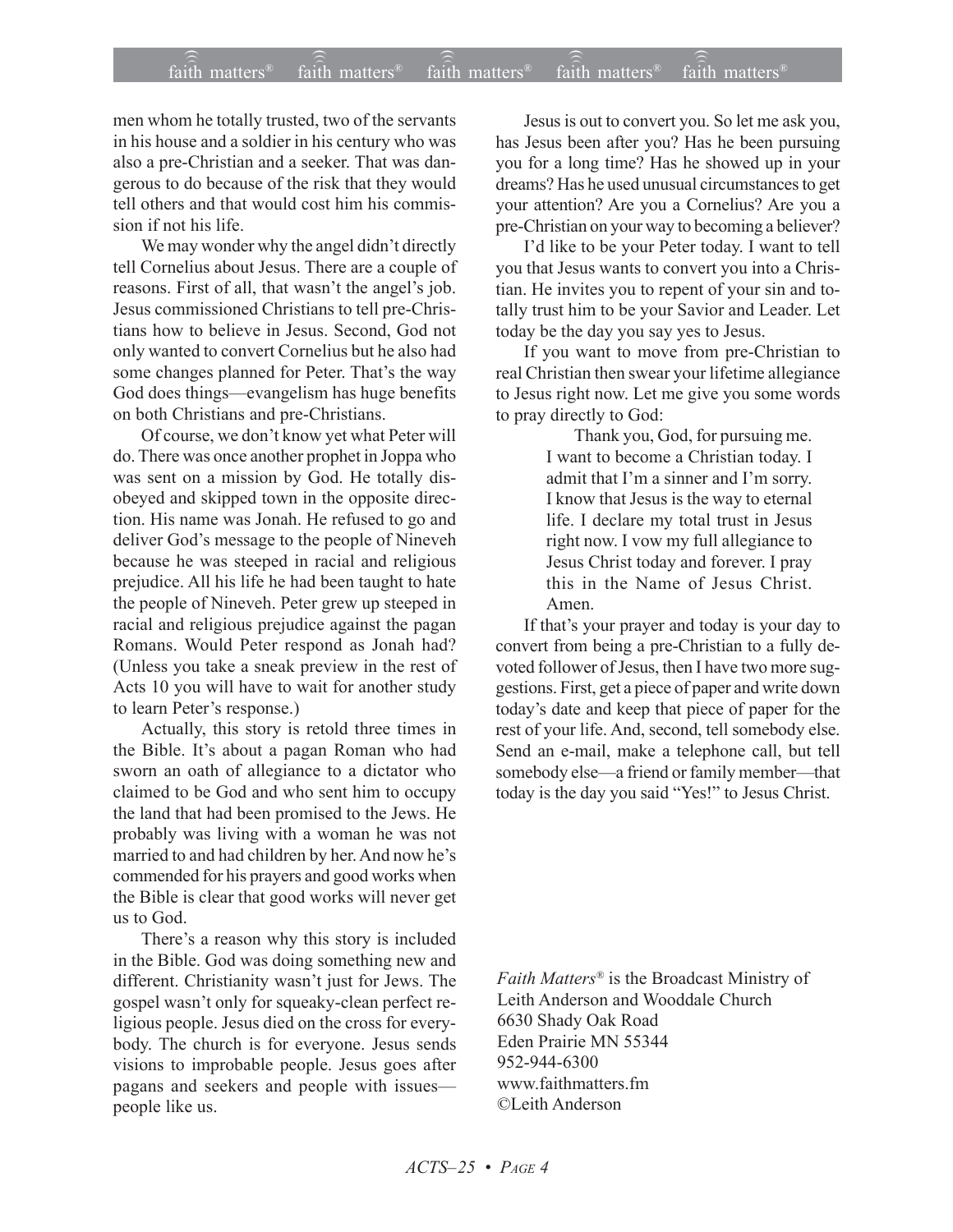men whom he totally trusted, two of the servants in his house and a soldier in his century who was also a pre-Christian and a seeker. That was dangerous to do because of the risk that they would tell others and that would cost him his commission if not his life.

We may wonder why the angel didn't directly tell Cornelius about Jesus. There are a couple of reasons. First of all, that wasn't the angel's job. Jesus commissioned Christians to tell pre-Christians how to believe in Jesus. Second, God not only wanted to convert Cornelius but he also had some changes planned for Peter. That's the way God does things—evangelism has huge benefits on both Christians and pre-Christians.

Of course, we don't know yet what Peter will do. There was once another prophet in Joppa who was sent on a mission by God. He totally disobeyed and skipped town in the opposite direction. His name was Jonah. He refused to go and deliver God's message to the people of Nineveh because he was steeped in racial and religious prejudice. All his life he had been taught to hate the people of Nineveh. Peter grew up steeped in racial and religious prejudice against the pagan Romans. Would Peter respond as Jonah had? (Unless you take a sneak preview in the rest of Acts 10 you will have to wait for another study to learn Peter's response.)

Actually, this story is retold three times in the Bible. It's about a pagan Roman who had sworn an oath of allegiance to a dictator who claimed to be God and who sent him to occupy the land that had been promised to the Jews. He probably was living with a woman he was not married to and had children by her. And now he's commended for his prayers and good works when the Bible is clear that good works will never get us to God.

There's a reason why this story is included in the Bible. God was doing something new and different. Christianity wasn't just for Jews. The gospel wasn't only for squeaky-clean perfect religious people. Jesus died on the cross for everybody. The church is for everyone. Jesus sends visions to improbable people. Jesus goes after pagans and seekers and people with issues—people like us.

Jesus is out to convert you. So let me ask you, has Jesus been after you? Has he been pursuing you for a long time? Has he showed up in your dreams? Has he used unusual circumstances to get your attention? Are you a Cornelius? Are you a pre-Christian on your way to becoming a believer?

I'd like to be your Peter today. I want to tell you that Jesus wants to convert you into a Christian. He invites you to repent of your sin and totally trust him to be your Savior and Leader. Let today be the day you say yes to Jesus.

If you want to move from pre-Christian to real Christian then swear your lifetime allegiance to Jesus right now. Let me give you some words to pray directly to God:

> Thank you, God, for pursuing me. I want to become a Christian today. I admit that I'm a sinner and I'm sorry. I know that Jesus is the way to eternal life. I declare my total trust in Jesus right now. I vow my full allegiance to Jesus Christ today and forever. I pray this in the Name of Jesus Christ. Amen.

If that's your prayer and today is your day to convert from being a pre-Christian to a fully devoted follower of Jesus, then I have two more suggestions. First, get a piece of paper and write down today's date and keep that piece of paper for the rest of your life. And, second, tell somebody else. Send an e-mail, make a telephone call, but tell somebody else—a friend or family member—that today is the day you said "Yes!" to Jesus Christ.

*Faith Matters*® is the Broadcast Ministry of
Leith Anderson and Wooddale Church
6630 Shady Oak Road
Eden Prairie MN 55344
952-944-6300
www.faithmatters.fm
©Leith Anderson